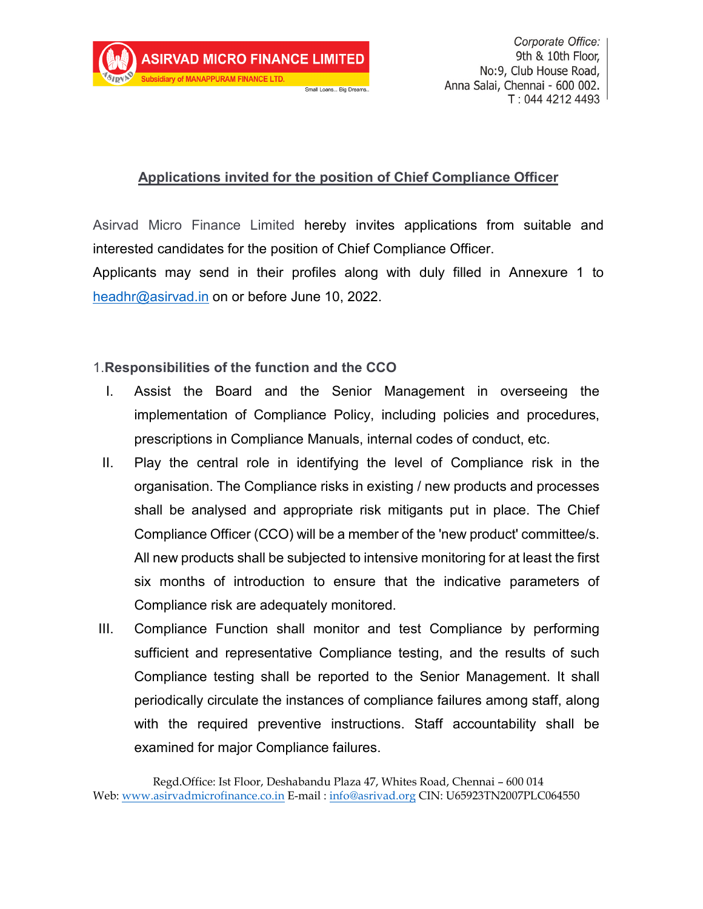ASIRVAD MICRO FINANCE LIMITED

Subsidiary of MANAPPURAM FINANCE LTD.

Small Loans... Big Dreams..

*Corporate Office:*
9th & 10th Floor,
No:9, Club House Road,
Anna Salai, Chennai - 600 002.
T : 044 4212 4493

## Applications invited for the position of Chief Compliance Officer

Asirvad Micro Finance Limited hereby invites applications from suitable and interested candidates for the position of Chief Compliance Officer.
Applicants may send in their profiles along with duly filled in Annexure 1 to headhr@asirvad.in on or before June 10, 2022.

### 1.Responsibilities of the function and the CCO

I. Assist the Board and the Senior Management in overseeing the implementation of Compliance Policy, including policies and procedures, prescriptions in Compliance Manuals, internal codes of conduct, etc.

II. Play the central role in identifying the level of Compliance risk in the organisation. The Compliance risks in existing / new products and processes shall be analysed and appropriate risk mitigants put in place. The Chief Compliance Officer (CCO) will be a member of the 'new product' committee/s. All new products shall be subjected to intensive monitoring for at least the first six months of introduction to ensure that the indicative parameters of Compliance risk are adequately monitored.

III. Compliance Function shall monitor and test Compliance by performing sufficient and representative Compliance testing, and the results of such Compliance testing shall be reported to the Senior Management. It shall periodically circulate the instances of compliance failures among staff, along with the required preventive instructions. Staff accountability shall be examined for major Compliance failures.

Regd.Office: Ist Floor, Deshabandu Plaza 47, Whites Road, Chennai – 600 014
Web: www.asirvadmicrofinance.co.in E-mail : info@asirvad.org CIN: U65923TN2007PLC064550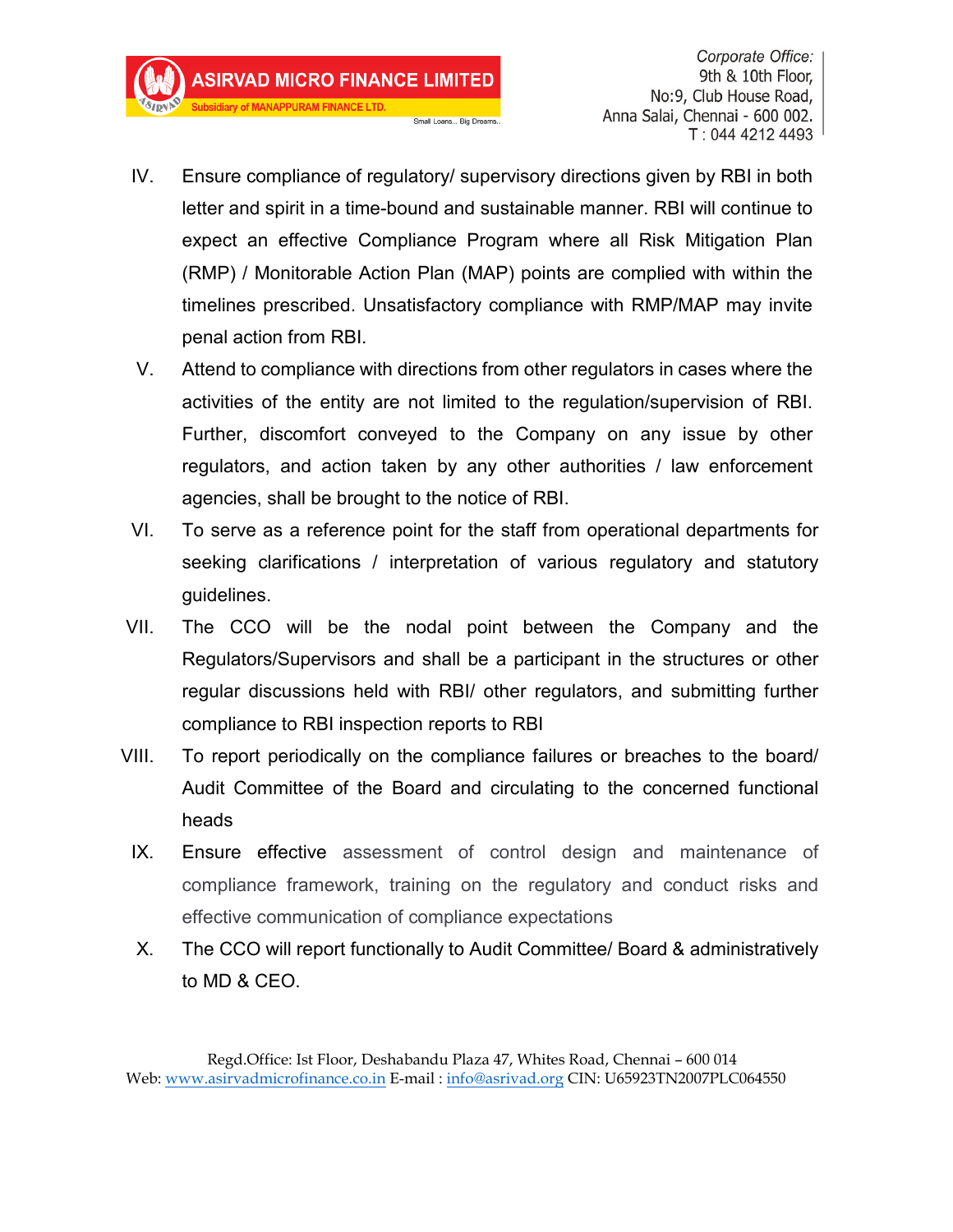IV. Ensure compliance of regulatory/ supervisory directions given by RBI in both letter and spirit in a time-bound and sustainable manner. RBI will continue to expect an effective Compliance Program where all Risk Mitigation Plan (RMP) / Monitorable Action Plan (MAP) points are complied with within the timelines prescribed. Unsatisfactory compliance with RMP/MAP may invite penal action from RBI.

V. Attend to compliance with directions from other regulators in cases where the activities of the entity are not limited to the regulation/supervision of RBI. Further, discomfort conveyed to the Company on any issue by other regulators, and action taken by any other authorities / law enforcement agencies, shall be brought to the notice of RBI.

VI. To serve as a reference point for the staff from operational departments for seeking clarifications / interpretation of various regulatory and statutory guidelines.

VII. The CCO will be the nodal point between the Company and the Regulators/Supervisors and shall be a participant in the structures or other regular discussions held with RBI/ other regulators, and submitting further compliance to RBI inspection reports to RBI

VIII. To report periodically on the compliance failures or breaches to the board/ Audit Committee of the Board and circulating to the concerned functional heads

IX. Ensure effective assessment of control design and maintenance of compliance framework, training on the regulatory and conduct risks and effective communication of compliance expectations

X. The CCO will report functionally to Audit Committee/ Board & administratively to MD & CEO.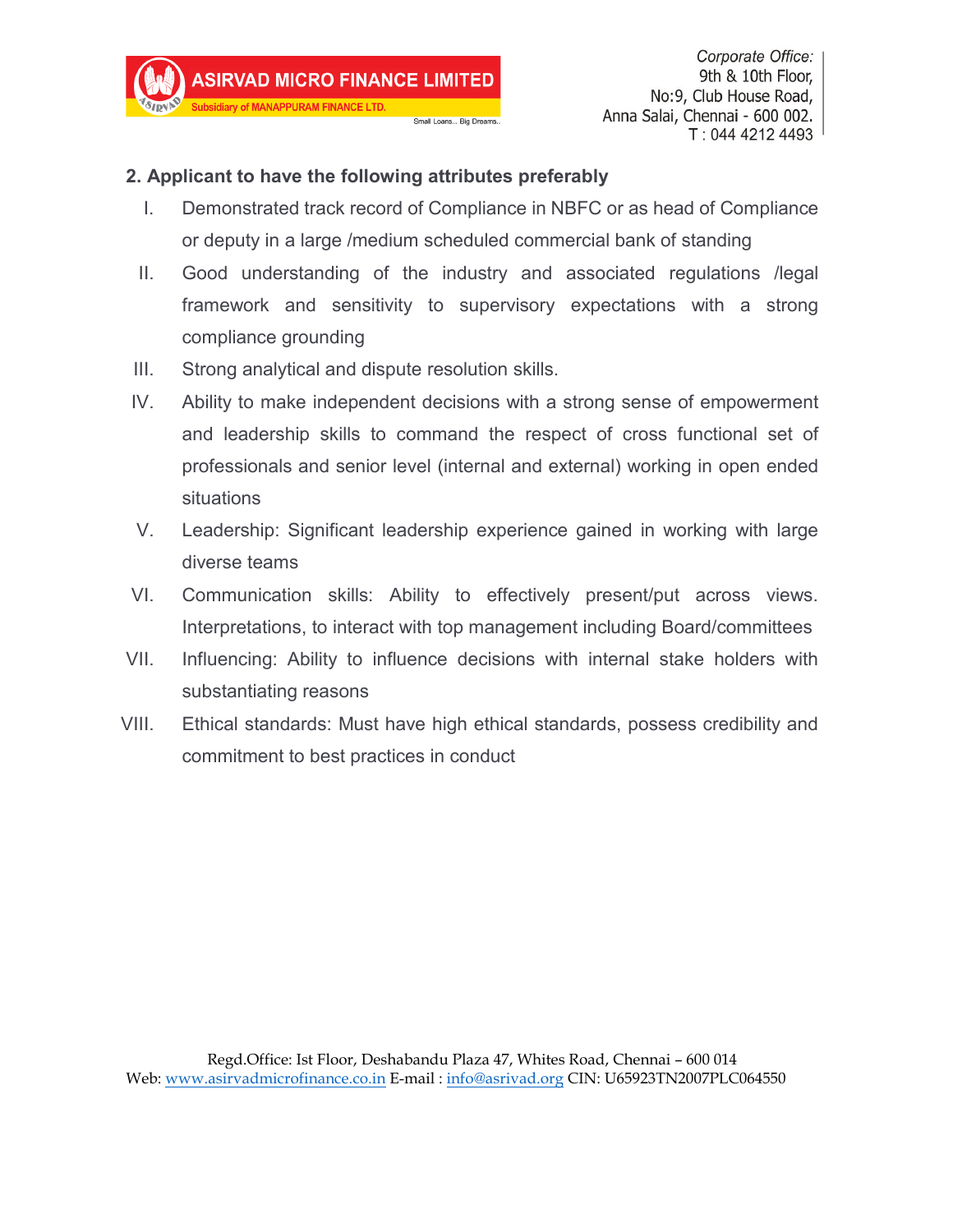**2. Applicant to have the following attributes preferably**

I. Demonstrated track record of Compliance in NBFC or as head of Compliance or deputy in a large /medium scheduled commercial bank of standing

II. Good understanding of the industry and associated regulations /legal framework and sensitivity to supervisory expectations with a strong compliance grounding

III. Strong analytical and dispute resolution skills.

IV. Ability to make independent decisions with a strong sense of empowerment and leadership skills to command the respect of cross functional set of professionals and senior level (internal and external) working in open ended situations

V. Leadership: Significant leadership experience gained in working with large diverse teams

VI. Communication skills: Ability to effectively present/put across views. Interpretations, to interact with top management including Board/committees

VII. Influencing: Ability to influence decisions with internal stake holders with substantiating reasons

VIII. Ethical standards: Must have high ethical standards, possess credibility and commitment to best practices in conduct